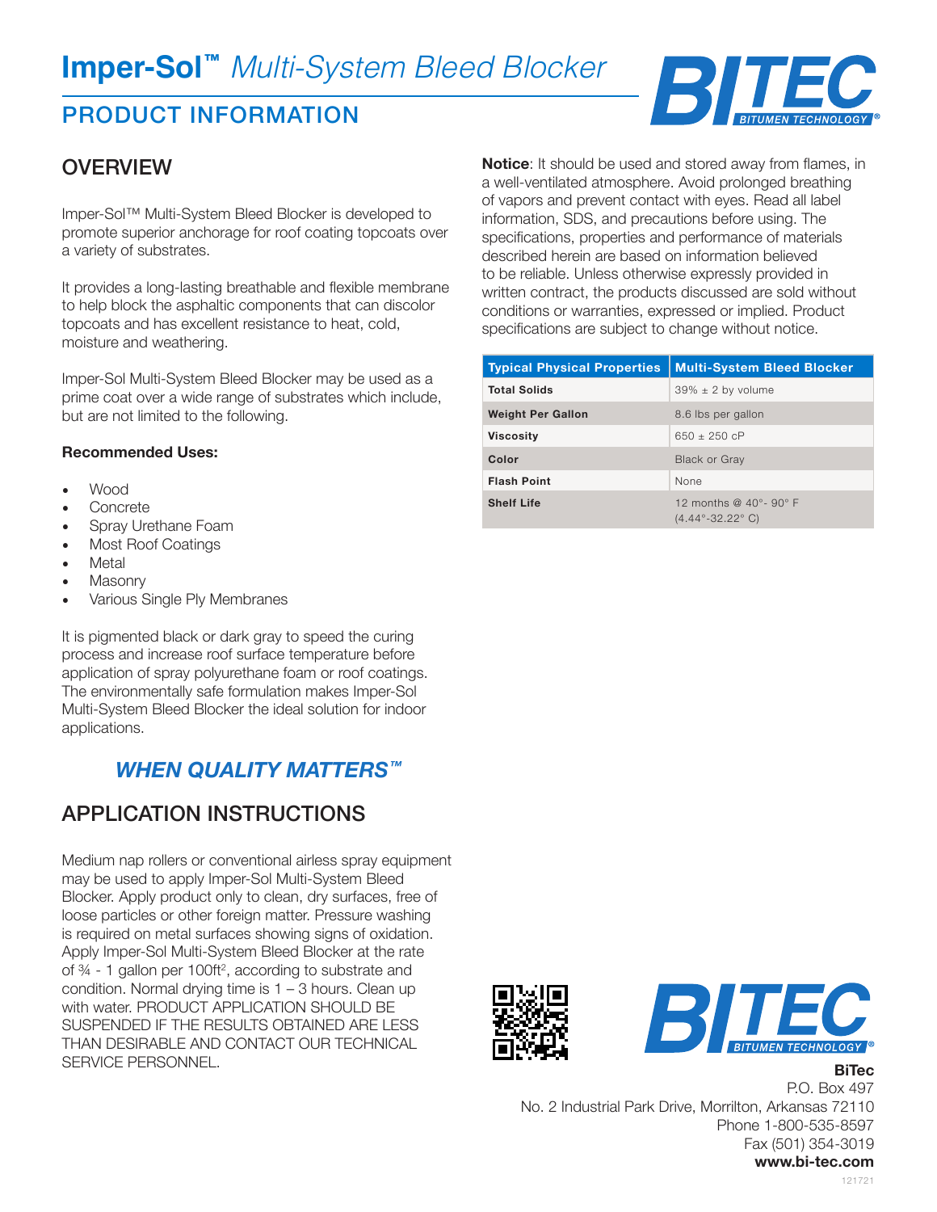# Imper-Sol™ *Multi-System Bleed Blocker*

## PRODUCT INFORMATION

## OVERVIEW

Imper-Sol™ Multi-System Bleed Blocker is developed to promote superior anchorage for roof coating topcoats over a variety of substrates.

It provides a long-lasting breathable and flexible membrane to help block the asphaltic components that can discolor topcoats and has excellent resistance to heat, cold, moisture and weathering.

Imper-Sol Multi-System Bleed Blocker may be used as a prime coat over a wide range of substrates which include, but are not limited to the following.

**Recommended Uses:**

- Wood
- Concrete
- Spray Urethane Foam
- Most Roof Coatings
- Metal
- Masonry
- Various Single Ply Membranes

It is pigmented black or dark gray to speed the curing process and increase roof surface temperature before application of spray polyurethane foam or roof coatings. The environmentally safe formulation makes Imper-Sol Multi-System Bleed Blocker the ideal solution for indoor applications.

***WHEN QUALITY MATTERS™***

## APPLICATION INSTRUCTIONS

Medium nap rollers or conventional airless spray equipment may be used to apply Imper-Sol Multi-System Bleed Blocker. Apply product only to clean, dry surfaces, free of loose particles or other foreign matter. Pressure washing is required on metal surfaces showing signs of oxidation. Apply Imper-Sol Multi-System Bleed Blocker at the rate of ¾ - 1 gallon per 100ft², according to substrate and condition. Normal drying time is 1 – 3 hours. Clean up with water. PRODUCT APPLICATION SHOULD BE SUSPENDED IF THE RESULTS OBTAINED ARE LESS THAN DESIRABLE AND CONTACT OUR TECHNICAL SERVICE PERSONNEL.

**Notice**: It should be used and stored away from flames, in a well-ventilated atmosphere. Avoid prolonged breathing of vapors and prevent contact with eyes. Read all label information, SDS, and precautions before using. The specifications, properties and performance of materials described herein are based on information believed to be reliable. Unless otherwise expressly provided in written contract, the products discussed are sold without conditions or warranties, expressed or implied. Product specifications are subject to change without notice.

| Typical Physical Properties | Multi-System Bleed Blocker |
|---|---|
| **Total Solids** | 39% ± 2 by volume |
| **Weight Per Gallon** | 8.6 lbs per gallon |
| **Viscosity** | 650 ± 250 cP |
| **Color** | Black or Gray |
| **Flash Point** | None |
| **Shelf Life** | 12 months @ 40°- 90° F (4.44°-32.22° C) |

**BiTec**
P.O. Box 497
No. 2 Industrial Park Drive, Morrilton, Arkansas 72110
Phone 1-800-535-8597
Fax (501) 354-3019
**www.bi-tec.com**

121721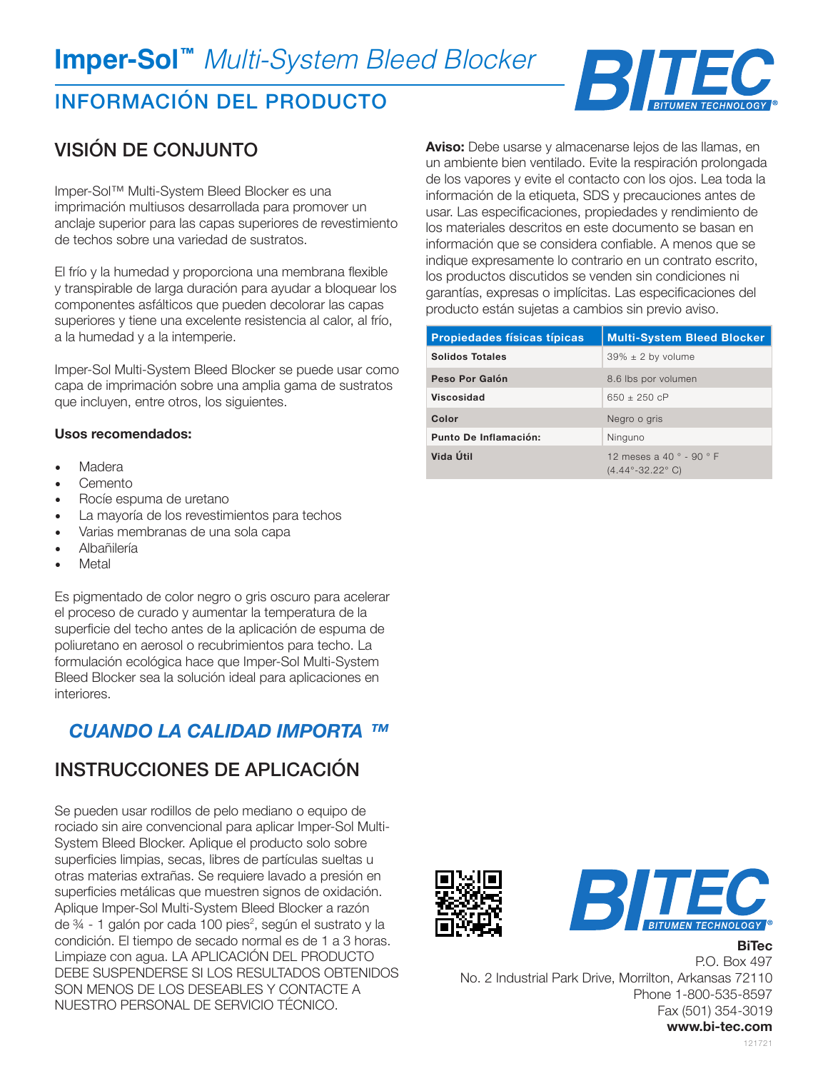# Imper-Sol™ *Multi-System Bleed Blocker*

## INFORMACIÓN DEL PRODUCTO

## VISIÓN DE CONJUNTO

Imper-Sol™ Multi-System Bleed Blocker es una imprimación multiusos desarrollada para promover un anclaje superior para las capas superiores de revestimiento de techos sobre una variedad de sustratos.

El frío y la humedad y proporciona una membrana flexible y transpirable de larga duración para ayudar a bloquear los componentes asfálticos que pueden decolorar las capas superiores y tiene una excelente resistencia al calor, al frío, a la humedad y a la intemperie.

Imper-Sol Multi-System Bleed Blocker se puede usar como capa de imprimación sobre una amplia gama de sustratos que incluyen, entre otros, los siguientes.

**Usos recomendados:**

- Madera
- Cemento
- Rocíe espuma de uretano
- La mayoría de los revestimientos para techos
- Varias membranas de una sola capa
- Albañilería
- Metal

Es pigmentado de color negro o gris oscuro para acelerar el proceso de curado y aumentar la temperatura de la superficie del techo antes de la aplicación de espuma de poliuretano en aerosol o recubrimientos para techo. La formulación ecológica hace que Imper-Sol Multi-System Bleed Blocker sea la solución ideal para aplicaciones en interiores.

***CUANDO LA CALIDAD IMPORTA ™***

## INSTRUCCIONES DE APLICACIÓN

Se pueden usar rodillos de pelo mediano o equipo de rociado sin aire convencional para aplicar Imper-Sol Multi-System Bleed Blocker. Aplique el producto solo sobre superficies limpias, secas, libres de partículas sueltas u otras materias extrañas. Se requiere lavado a presión en superficies metálicas que muestren signos de oxidación. Aplique Imper-Sol Multi-System Bleed Blocker a razón de ¾ - 1 galón por cada 100 pies$^2$, según el sustrato y la condición. El tiempo de secado normal es de 1 a 3 horas. Limpiaze con agua. LA APLICACIÓN DEL PRODUCTO DEBE SUSPENDERSE SI LOS RESULTADOS OBTENIDOS SON MENOS DE LOS DESEABLES Y CONTACTE A NUESTRO PERSONAL DE SERVICIO TÉCNICO.

**Aviso:** Debe usarse y almacenarse lejos de las llamas, en un ambiente bien ventilado. Evite la respiración prolongada de los vapores y evite el contacto con los ojos. Lea toda la información de la etiqueta, SDS y precauciones antes de usar. Las especificaciones, propiedades y rendimiento de los materiales descritos en este documento se basan en información que se considera confiable. A menos que se indique expresamente lo contrario en un contrato escrito, los productos discutidos se venden sin condiciones ni garantías, expresas o implícitas. Las especificaciones del producto están sujetas a cambios sin previo aviso.

| Propiedades físicas típicas | Multi-System Bleed Blocker |
|---|---|
| Solidos Totales | 39% ± 2 by volume |
| Peso Por Galón | 8.6 lbs por volumen |
| Viscosidad | 650 ± 250 cP |
| Color | Negro o gris |
| Punto De Inflamación: | Ninguno |
| Vida Útil | 12 meses a 40 ° - 90 ° F (4.44°-32.22° C) |

**BiTec**
P.O. Box 497
No. 2 Industrial Park Drive, Morrilton, Arkansas 72110
Phone 1-800-535-8597
Fax (501) 354-3019
**www.bi-tec.com**

121721